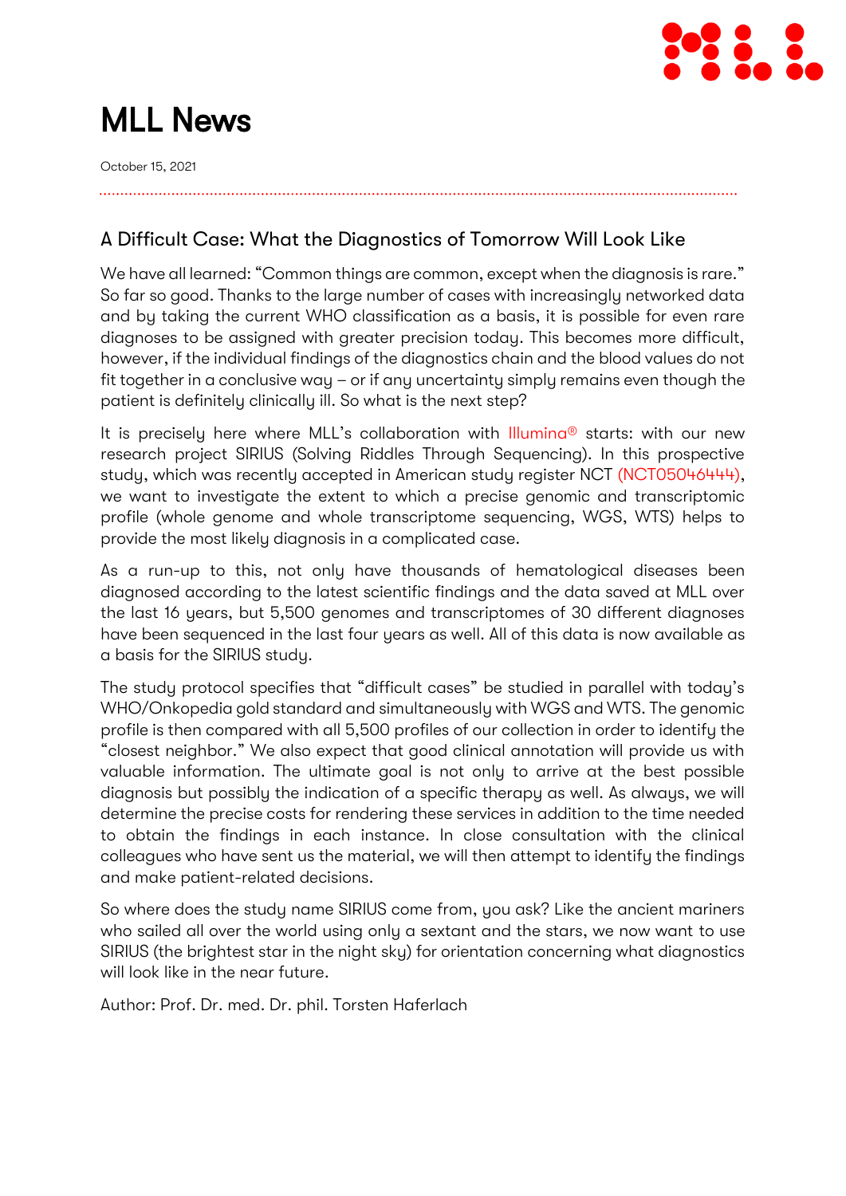# MLL News

October 15, 2021

## A Difficult Case: What the Diagnostics of Tomorrow Will Look Like

We have all learned: "Common things are common, except when the diagnosis is rare." So far so good. Thanks to the large number of cases with increasingly networked data and by taking the current WHO classification as a basis, it is possible for even rare diagnoses to be assigned with greater precision today. This becomes more difficult, however, if the individual findings of the diagnostics chain and the blood values do not fit together in a conclusive way – or if any uncertainty simply remains even though the patient is definitely clinically ill. So what is the next step?

It is precisely here where MLL's collaboration with Illumina® starts: with our new research project SIRIUS (Solving Riddles Through Sequencing). In this prospective study, which was recently accepted in American study register NCT (NCT05046444), we want to investigate the extent to which a precise genomic and transcriptomic profile (whole genome and whole transcriptome sequencing, WGS, WTS) helps to provide the most likely diagnosis in a complicated case.

As a run-up to this, not only have thousands of hematological diseases been diagnosed according to the latest scientific findings and the data saved at MLL over the last 16 years, but 5,500 genomes and transcriptomes of 30 different diagnoses have been sequenced in the last four years as well. All of this data is now available as a basis for the SIRIUS study.

The study protocol specifies that "difficult cases" be studied in parallel with today's WHO/Onkopedia gold standard and simultaneously with WGS and WTS. The genomic profile is then compared with all 5,500 profiles of our collection in order to identify the "closest neighbor." We also expect that good clinical annotation will provide us with valuable information. The ultimate goal is not only to arrive at the best possible diagnosis but possibly the indication of a specific therapy as well. As always, we will determine the precise costs for rendering these services in addition to the time needed to obtain the findings in each instance. In close consultation with the clinical colleagues who have sent us the material, we will then attempt to identify the findings and make patient-related decisions.

So where does the study name SIRIUS come from, you ask? Like the ancient mariners who sailed all over the world using only a sextant and the stars, we now want to use SIRIUS (the brightest star in the night sky) for orientation concerning what diagnostics will look like in the near future.

Author: Prof. Dr. med. Dr. phil. Torsten Haferlach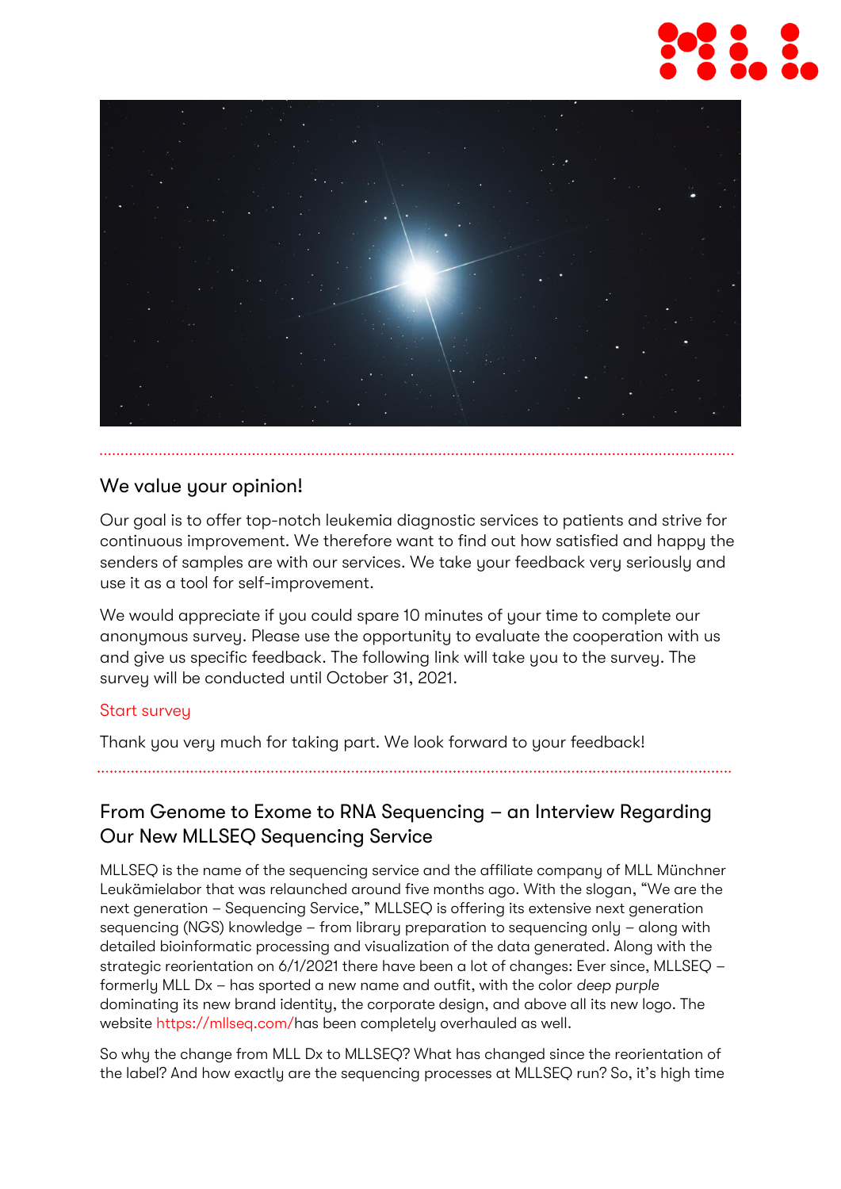## We value your opinion!

Our goal is to offer top-notch leukemia diagnostic services to patients and strive for continuous improvement. We therefore want to find out how satisfied and happy the senders of samples are with our services. We take your feedback very seriously and use it as a tool for self-improvement.

We would appreciate if you could spare 10 minutes of your time to complete our anonymous survey. Please use the opportunity to evaluate the cooperation with us and give us specific feedback. The following link will take you to the survey. The survey will be conducted until October 31, 2021.

Start survey

Thank you very much for taking part. We look forward to your feedback!

## From Genome to Exome to RNA Sequencing – an Interview Regarding Our New MLLSEQ Sequencing Service

MLLSEQ is the name of the sequencing service and the affiliate company of MLL Münchner Leukämielabor that was relaunched around five months ago. With the slogan, “We are the next generation – Sequencing Service,” MLLSEQ is offering its extensive next generation sequencing (NGS) knowledge – from library preparation to sequencing only – along with detailed bioinformatic processing and visualization of the data generated. Along with the strategic reorientation on 6/1/2021 there have been a lot of changes: Ever since, MLLSEQ – formerly MLL Dx – has sported a new name and outfit, with the color *deep purple* dominating its new brand identity, the corporate design, and above all its new logo. The website https://mllseq.com/has been completely overhauled as well.

So why the change from MLL Dx to MLLSEQ? What has changed since the reorientation of the label? And how exactly are the sequencing processes at MLLSEQ run? So, it’s high time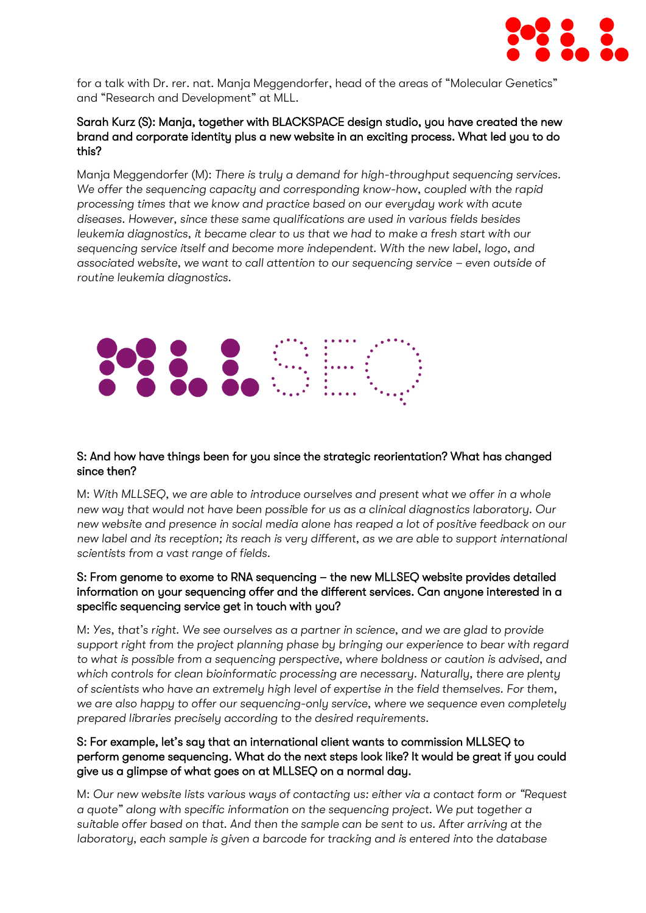for a talk with Dr. rer. nat. Manja Meggendorfer, head of the areas of "Molecular Genetics" and "Research and Development" at MLL.

**Sarah Kurz (S): Manja, together with BLACKSPACE design studio, you have created the new brand and corporate identity plus a new website in an exciting process. What led you to do this?**

Manja Meggendorfer (M): *There is truly a demand for high-throughput sequencing services. We offer the sequencing capacity and corresponding know-how, coupled with the rapid processing times that we know and practice based on our everyday work with acute diseases. However, since these same qualifications are used in various fields besides leukemia diagnostics, it became clear to us that we had to make a fresh start with our sequencing service itself and become more independent. With the new label, logo, and associated website, we want to call attention to our sequencing service – even outside of routine leukemia diagnostics.*

**S: And how have things been for you since the strategic reorientation? What has changed since then?**

M: *With MLLSEQ, we are able to introduce ourselves and present what we offer in a whole new way that would not have been possible for us as a clinical diagnostics laboratory. Our new website and presence in social media alone has reaped a lot of positive feedback on our new label and its reception; its reach is very different, as we are able to support international scientists from a vast range of fields.*

**S: From genome to exome to RNA sequencing – the new MLLSEQ website provides detailed information on your sequencing offer and the different services. Can anyone interested in a specific sequencing service get in touch with you?**

M: *Yes, that's right. We see ourselves as a partner in science, and we are glad to provide support right from the project planning phase by bringing our experience to bear with regard to what is possible from a sequencing perspective, where boldness or caution is advised, and which controls for clean bioinformatic processing are necessary. Naturally, there are plenty of scientists who have an extremely high level of expertise in the field themselves. For them, we are also happy to offer our sequencing-only service, where we sequence even completely prepared libraries precisely according to the desired requirements.*

**S: For example, let's say that an international client wants to commission MLLSEQ to perform genome sequencing. What do the next steps look like? It would be great if you could give us a glimpse of what goes on at MLLSEQ on a normal day.**

M: *Our new website lists various ways of contacting us: either via a contact form or "Request a quote" along with specific information on the sequencing project. We put together a suitable offer based on that. And then the sample can be sent to us. After arriving at the laboratory, each sample is given a barcode for tracking and is entered into the database*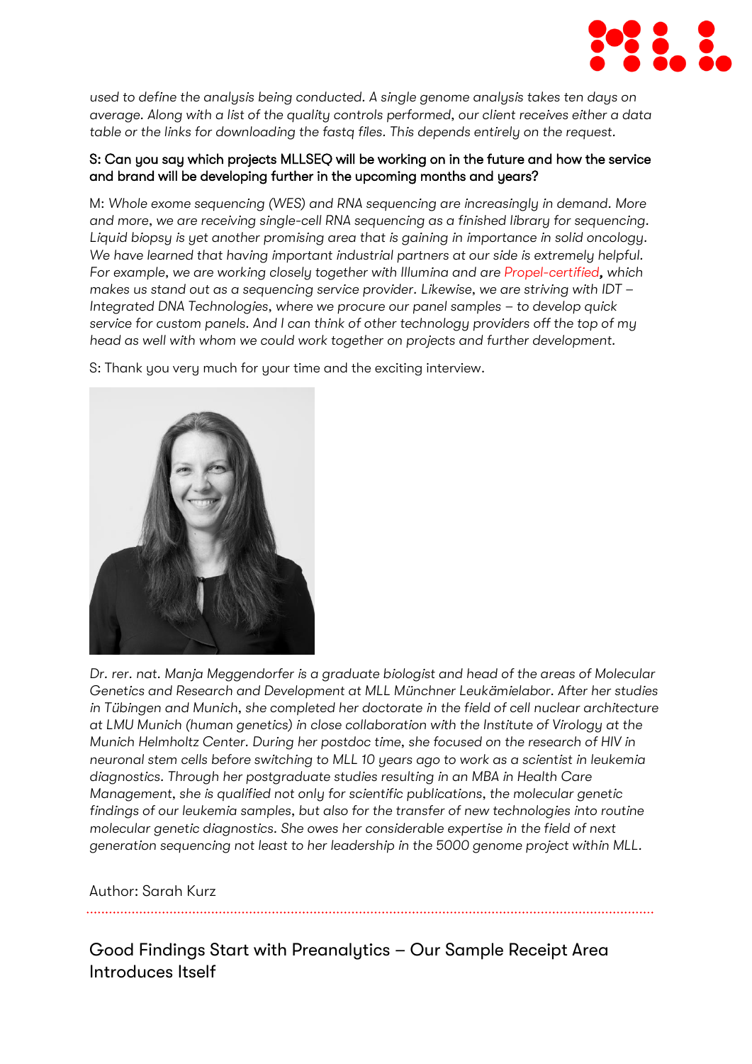*used to define the analysis being conducted. A single genome analysis takes ten days on average. Along with a list of the quality controls performed, our client receives either a data table or the links for downloading the fastq files. This depends entirely on the request.*

**S: Can you say which projects MLLSEQ will be working on in the future and how the service and brand will be developing further in the upcoming months and years?**

M: *Whole exome sequencing (WES) and RNA sequencing are increasingly in demand. More and more, we are receiving single-cell RNA sequencing as a finished library for sequencing. Liquid biopsy is yet another promising area that is gaining in importance in solid oncology. We have learned that having important industrial partners at our side is extremely helpful. For example, we are working closely together with Illumina and are Propel-certified, which makes us stand out as a sequencing service provider. Likewise, we are striving with IDT – Integrated DNA Technologies, where we procure our panel samples – to develop quick service for custom panels. And I can think of other technology providers off the top of my head as well with whom we could work together on projects and further development.*

S: Thank you very much for your time and the exciting interview.

*Dr. rer. nat. Manja Meggendorfer is a graduate biologist and head of the areas of Molecular Genetics and Research and Development at MLL Münchner Leukämielabor. After her studies in Tübingen and Munich, she completed her doctorate in the field of cell nuclear architecture at LMU Munich (human genetics) in close collaboration with the Institute of Virology at the Munich Helmholtz Center. During her postdoc time, she focused on the research of HIV in neuronal stem cells before switching to MLL 10 years ago to work as a scientist in leukemia diagnostics. Through her postgraduate studies resulting in an MBA in Health Care Management, she is qualified not only for scientific publications, the molecular genetic findings of our leukemia samples, but also for the transfer of new technologies into routine molecular genetic diagnostics. She owes her considerable expertise in the field of next generation sequencing not least to her leadership in the 5000 genome project within MLL.*

Author: Sarah Kurz

## Good Findings Start with Preanalytics – Our Sample Receipt Area Introduces Itself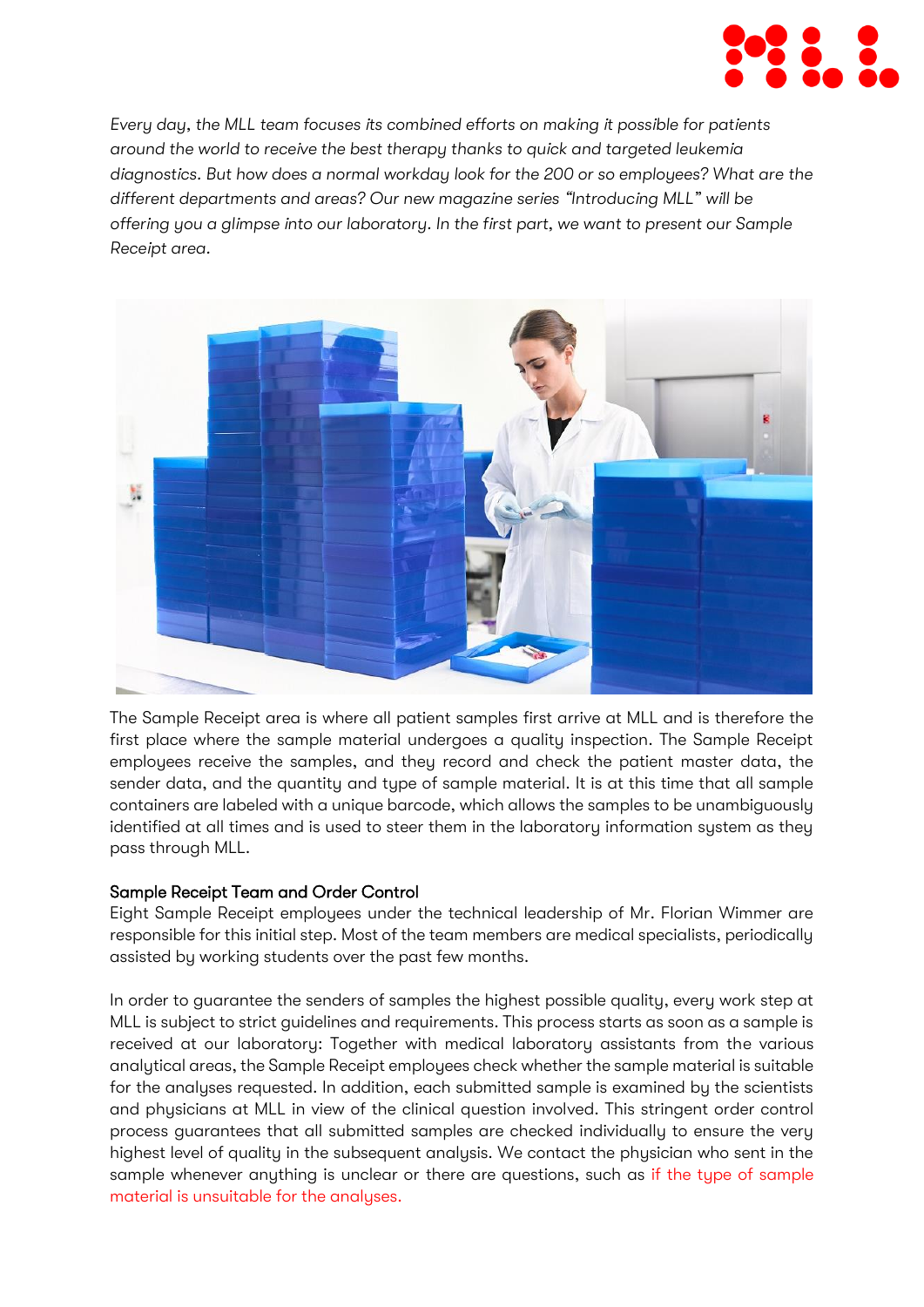*Every day, the MLL team focuses its combined efforts on making it possible for patients around the world to receive the best therapy thanks to quick and targeted leukemia diagnostics. But how does a normal workday look for the 200 or so employees? What are the different departments and areas? Our new magazine series "Introducing MLL" will be offering you a glimpse into our laboratory. In the first part, we want to present our Sample Receipt area.*

The Sample Receipt area is where all patient samples first arrive at MLL and is therefore the first place where the sample material undergoes a quality inspection. The Sample Receipt employees receive the samples, and they record and check the patient master data, the sender data, and the quantity and type of sample material. It is at this time that all sample containers are labeled with a unique barcode, which allows the samples to be unambiguously identified at all times and is used to steer them in the laboratory information system as they pass through MLL.

### Sample Receipt Team and Order Control

Eight Sample Receipt employees under the technical leadership of Mr. Florian Wimmer are responsible for this initial step. Most of the team members are medical specialists, periodically assisted by working students over the past few months.

In order to guarantee the senders of samples the highest possible quality, every work step at MLL is subject to strict guidelines and requirements. This process starts as soon as a sample is received at our laboratory: Together with medical laboratory assistants from the various analytical areas, the Sample Receipt employees check whether the sample material is suitable for the analyses requested. In addition, each submitted sample is examined by the scientists and physicians at MLL in view of the clinical question involved. This stringent order control process guarantees that all submitted samples are checked individually to ensure the very highest level of quality in the subsequent analysis. We contact the physician who sent in the sample whenever anything is unclear or there are questions, such as if the type of sample material is unsuitable for the analyses.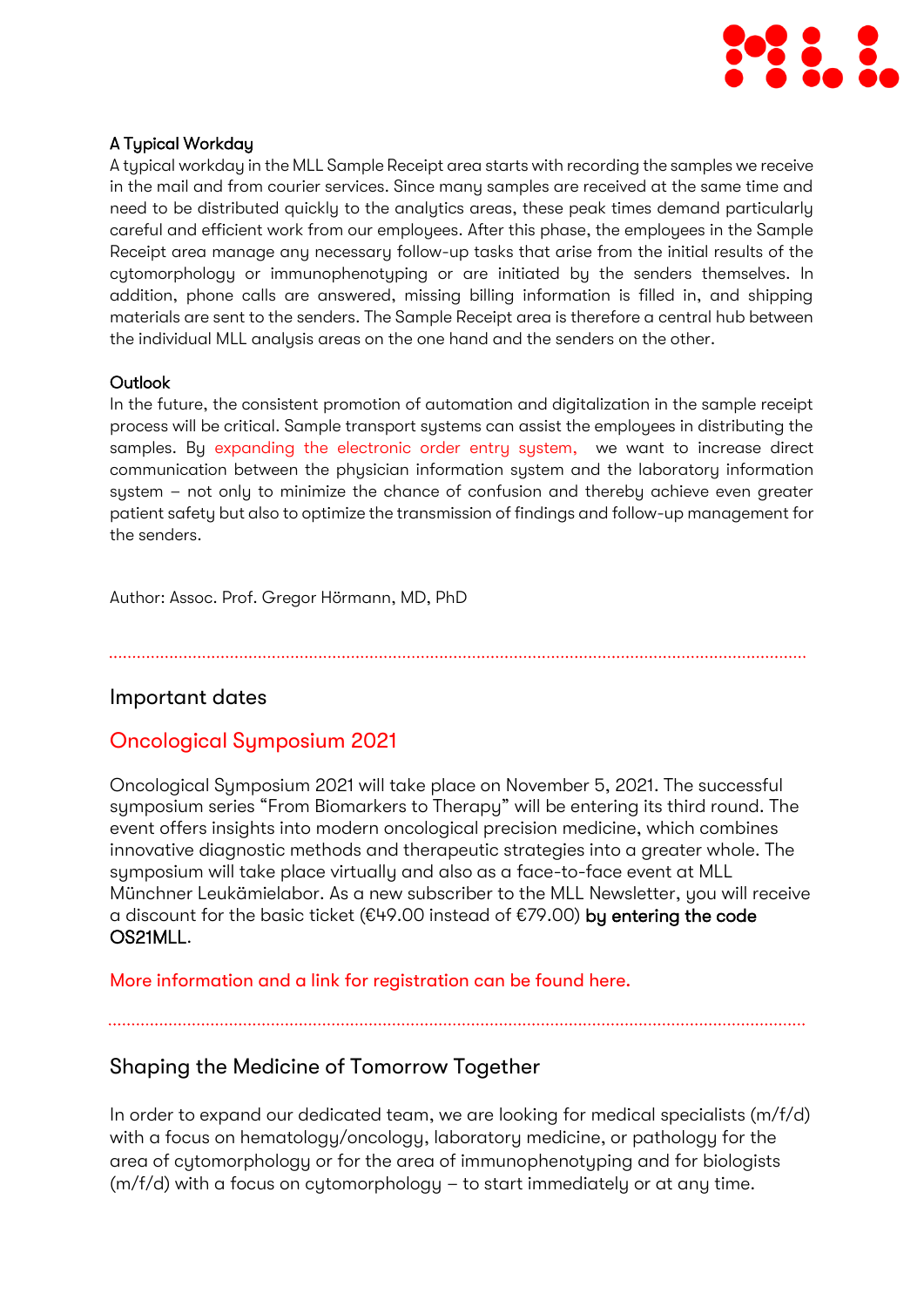### A Typical Workday

A typical workday in the MLL Sample Receipt area starts with recording the samples we receive in the mail and from courier services. Since many samples are received at the same time and need to be distributed quickly to the analytics areas, these peak times demand particularly careful and efficient work from our employees. After this phase, the employees in the Sample Receipt area manage any necessary follow-up tasks that arise from the initial results of the cytomorphology or immunophenotyping or are initiated by the senders themselves. In addition, phone calls are answered, missing billing information is filled in, and shipping materials are sent to the senders. The Sample Receipt area is therefore a central hub between the individual MLL analysis areas on the one hand and the senders on the other.

### Outlook

In the future, the consistent promotion of automation and digitalization in the sample receipt process will be critical. Sample transport systems can assist the employees in distributing the samples. By expanding the electronic order entry system, we want to increase direct communication between the physician information system and the laboratory information system – not only to minimize the chance of confusion and thereby achieve even greater patient safety but also to optimize the transmission of findings and follow-up management for the senders.

Author: Assoc. Prof. Gregor Hörmann, MD, PhD

---

## Important dates

## Oncological Symposium 2021

Oncological Symposium 2021 will take place on November 5, 2021. The successful symposium series “From Biomarkers to Therapy” will be entering its third round. The event offers insights into modern oncological precision medicine, which combines innovative diagnostic methods and therapeutic strategies into a greater whole. The symposium will take place virtually and also as a face-to-face event at MLL Münchner Leukämielabor. As a new subscriber to the MLL Newsletter, you will receive a discount for the basic ticket (€49.00 instead of €79.00) **by entering the code OS21MLL**.

More information and a link for registration can be found here.

---

## Shaping the Medicine of Tomorrow Together

In order to expand our dedicated team, we are looking for medical specialists (m/f/d) with a focus on hematology/oncology, laboratory medicine, or pathology for the area of cytomorphology or for the area of immunophenotyping and for biologists (m/f/d) with a focus on cytomorphology – to start immediately or at any time.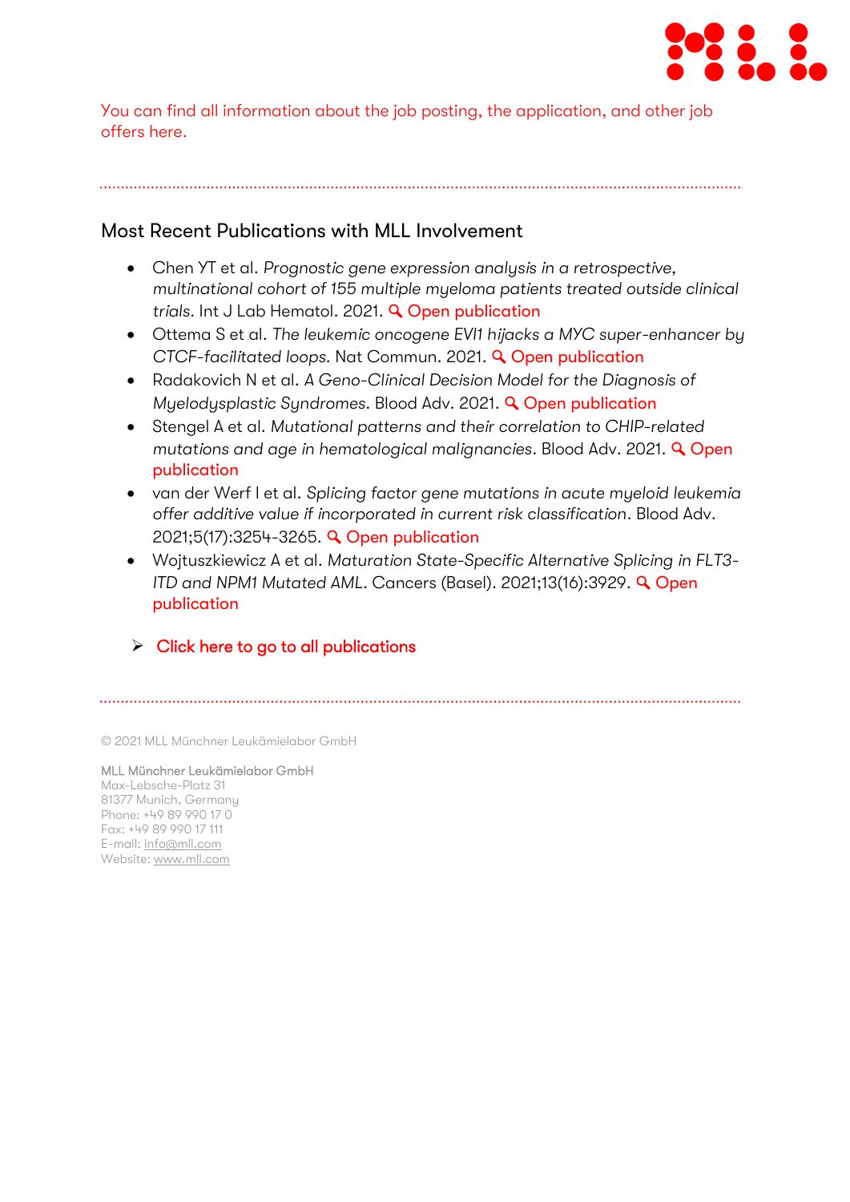You can find all information about the job posting, the application, and other job offers here.

---

## Most Recent Publications with MLL Involvement

- Chen YT et al. *Prognostic gene expression analysis in a retrospective, multinational cohort of 155 multiple myeloma patients treated outside clinical trials*. Int J Lab Hematol. 2021. 🔍 Open publication
- Ottema S et al. *The leukemic oncogene EVI1 hijacks a MYC super-enhancer by CTCF-facilitated loops.* Nat Commun. 2021. 🔍 Open publication
- Radakovich N et al. *A Geno-Clinical Decision Model for the Diagnosis of Myelodysplastic Syndromes*. Blood Adv. 2021. 🔍 Open publication
- Stengel A et al. *Mutational patterns and their correlation to CHIP-related mutations and age in hematological malignancies*. Blood Adv. 2021. 🔍 Open publication
- van der Werf I et al. *Splicing factor gene mutations in acute myeloid leukemia offer additive value if incorporated in current risk classification*. Blood Adv. 2021;5(17):3254-3265. 🔍 Open publication
- Wojtuszkiewicz A et al. *Maturation State-Specific Alternative Splicing in FLT3-ITD and NPM1 Mutated AML*. Cancers (Basel). 2021;13(16):3929. 🔍 Open publication

➢ Click here to go to all publications

---

© 2021 MLL Münchner Leukämielabor GmbH

MLL Münchner Leukämielabor GmbH
Max-Lebsche-Platz 31
81377 Munich, Germany
Phone: +49 89 990 17 0
Fax: +49 89 990 17 111
E-mail: info@mll.com
Website: www.mll.com